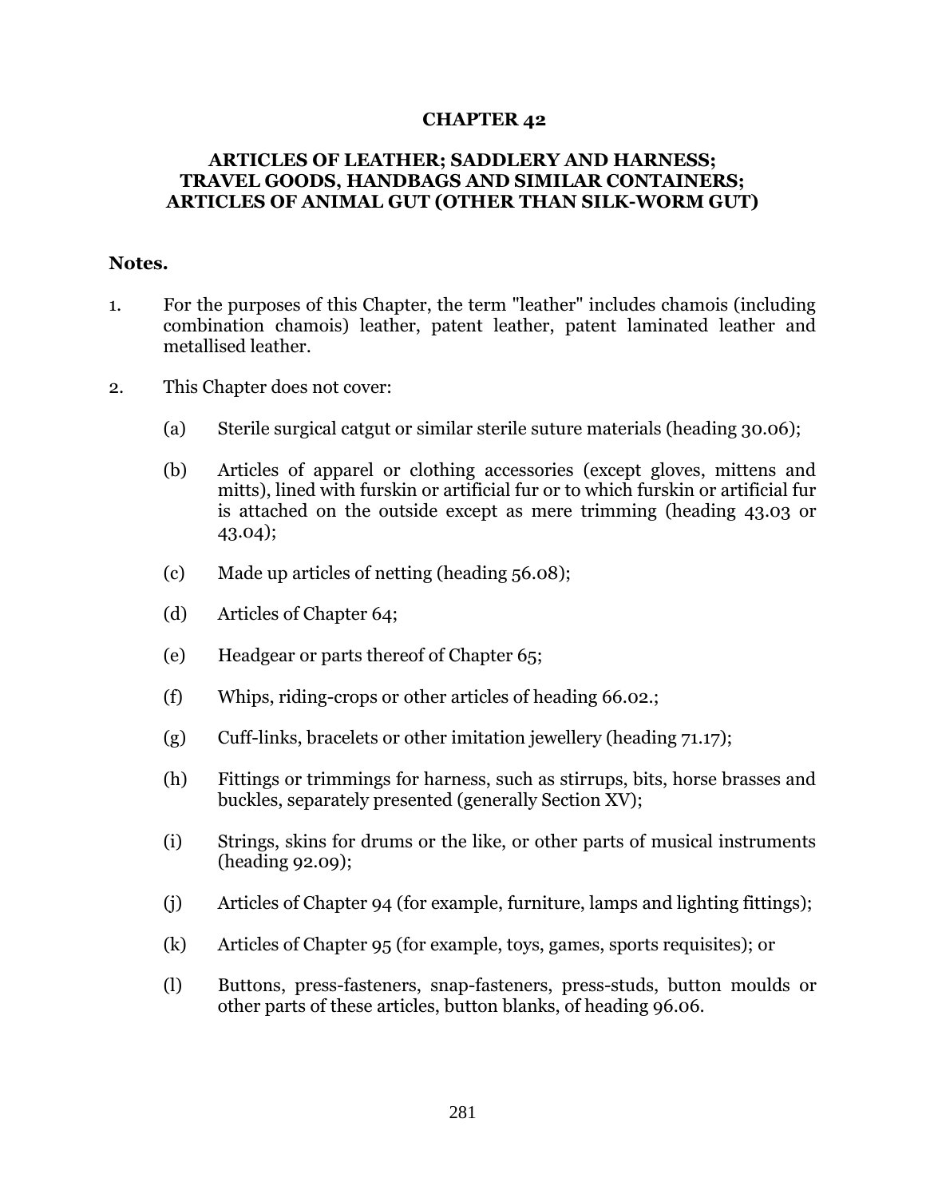# CHAPTER 42

## ARTICLES OF LEATHER; SADDLERY AND HARNESS; TRAVEL GOODS, HANDBAGS AND SIMILAR CONTAINERS; ARTICLES OF ANIMAL GUT (OTHER THAN SILK-WORM GUT)

**Notes.**

1. For the purposes of this Chapter, the term "leather" includes chamois (including combination chamois) leather, patent leather, patent laminated leather and metallised leather.

2. This Chapter does not cover:

   (a) Sterile surgical catgut or similar sterile suture materials (heading 30.06);

   (b) Articles of apparel or clothing accessories (except gloves, mittens and mitts), lined with furskin or artificial fur or to which furskin or artificial fur is attached on the outside except as mere trimming (heading 43.03 or 43.04);

   (c) Made up articles of netting (heading 56.08);

   (d) Articles of Chapter 64;

   (e) Headgear or parts thereof of Chapter 65;

   (f) Whips, riding-crops or other articles of heading 66.02.;

   (g) Cuff-links, bracelets or other imitation jewellery (heading 71.17);

   (h) Fittings or trimmings for harness, such as stirrups, bits, horse brasses and buckles, separately presented (generally Section XV);

   (i) Strings, skins for drums or the like, or other parts of musical instruments (heading 92.09);

   (j) Articles of Chapter 94 (for example, furniture, lamps and lighting fittings);

   (k) Articles of Chapter 95 (for example, toys, games, sports requisites); or

   (l) Buttons, press-fasteners, snap-fasteners, press-studs, button moulds or other parts of these articles, button blanks, of heading 96.06.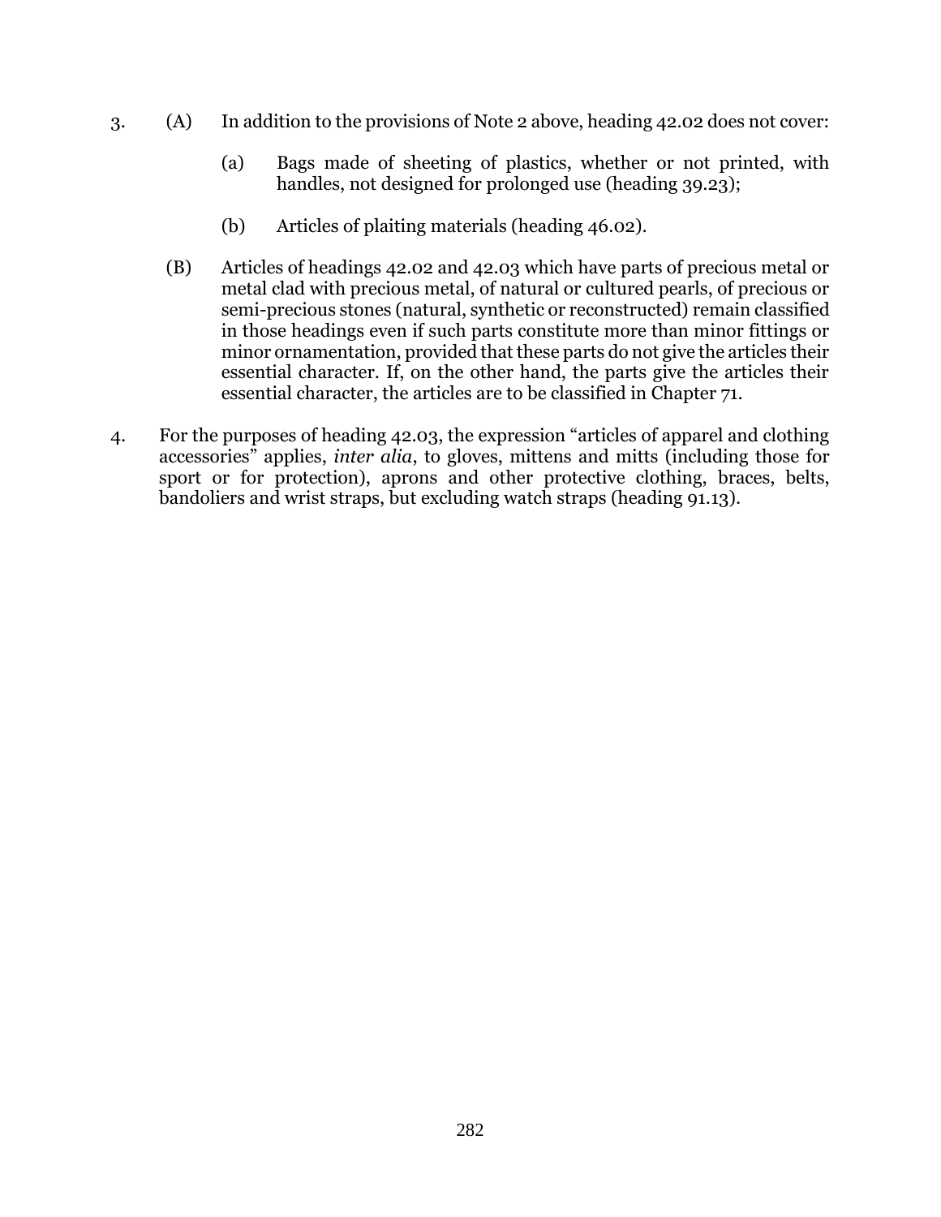3. (A) In addition to the provisions of Note 2 above, heading 42.02 does not cover:

   (a) Bags made of sheeting of plastics, whether or not printed, with handles, not designed for prolonged use (heading 39.23);

   (b) Articles of plaiting materials (heading 46.02).

   (B) Articles of headings 42.02 and 42.03 which have parts of precious metal or metal clad with precious metal, of natural or cultured pearls, of precious or semi-precious stones (natural, synthetic or reconstructed) remain classified in those headings even if such parts constitute more than minor fittings or minor ornamentation, provided that these parts do not give the articles their essential character. If, on the other hand, the parts give the articles their essential character, the articles are to be classified in Chapter 71.

4. For the purposes of heading 42.03, the expression "articles of apparel and clothing accessories" applies, *inter alia*, to gloves, mittens and mitts (including those for sport or for protection), aprons and other protective clothing, braces, belts, bandoliers and wrist straps, but excluding watch straps (heading 91.13).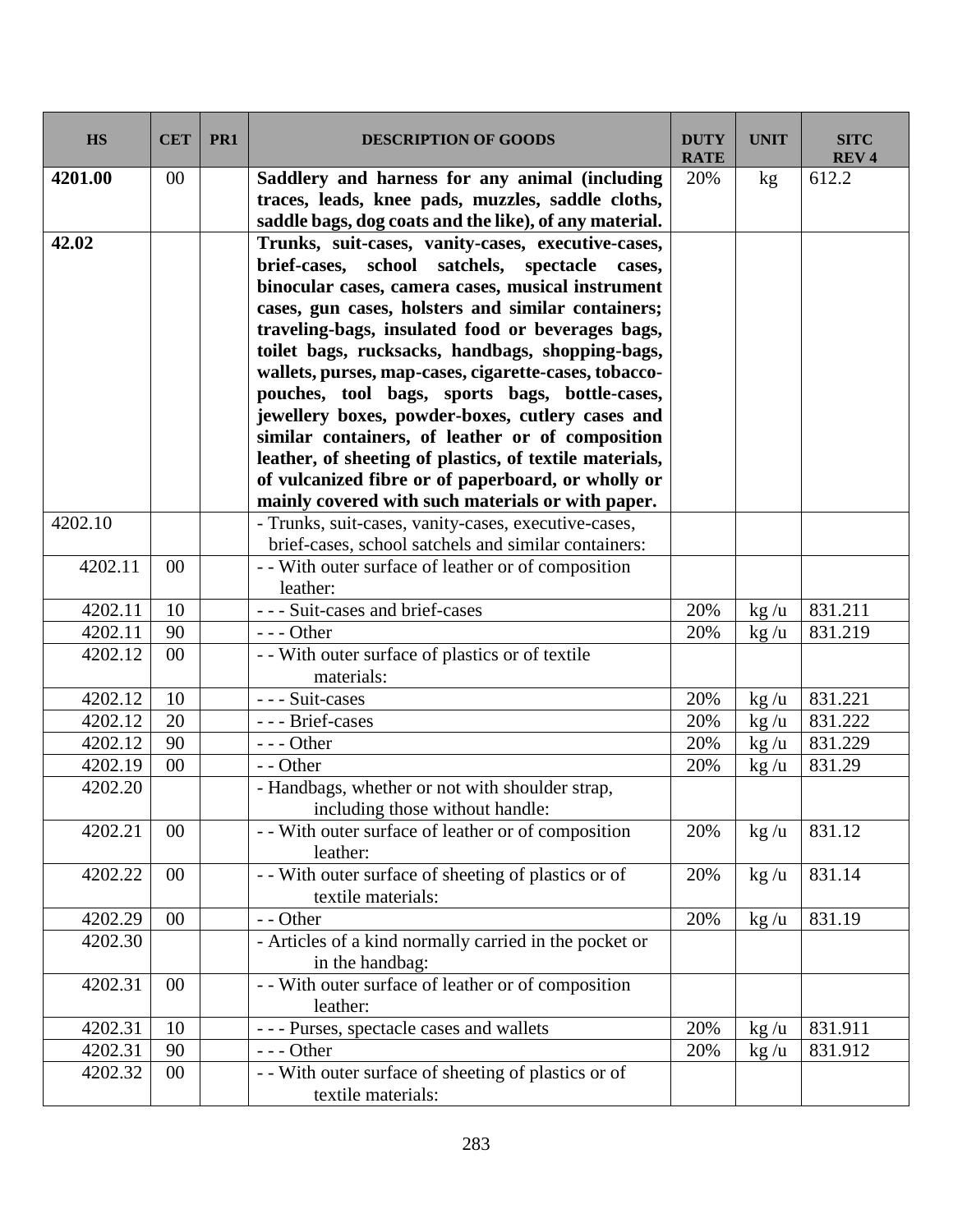| HS | CET | PR1 | DESCRIPTION OF GOODS | DUTY RATE | UNIT | SITC REV 4 |
|---|---|---|---|---|---|---|
| **4201.00** | 00 | | **Saddlery and harness for any animal (including traces, leads, knee pads, muzzles, saddle cloths, saddle bags, dog coats and the like), of any material.** | 20% | kg | 612.2 |
| **42.02** | | | **Trunks, suit-cases, vanity-cases, executive-cases, brief-cases, school satchels, spectacle cases, binocular cases, camera cases, musical instrument cases, gun cases, holsters and similar containers; traveling-bags, insulated food or beverages bags, toilet bags, rucksacks, handbags, shopping-bags, wallets, purses, map-cases, cigarette-cases, tobacco-pouches, tool bags, sports bags, bottle-cases, jewellery boxes, powder-boxes, cutlery cases and similar containers, of leather or of composition leather, of sheeting of plastics, of textile materials, of vulcanized fibre or of paperboard, or wholly or mainly covered with such materials or with paper.** | | | |
| 4202.10 | | | - Trunks, suit-cases, vanity-cases, executive-cases, brief-cases, school satchels and similar containers: | | | |
| 4202.11 | 00 | | - - With outer surface of leather or of composition leather: | | | |
| 4202.11 | 10 | | - - - Suit-cases and brief-cases | 20% | kg /u | 831.211 |
| 4202.11 | 90 | | - - - Other | 20% | kg /u | 831.219 |
| 4202.12 | 00 | | - - With outer surface of plastics or of textile materials: | | | |
| 4202.12 | 10 | | - - - Suit-cases | 20% | kg /u | 831.221 |
| 4202.12 | 20 | | - - - Brief-cases | 20% | kg /u | 831.222 |
| 4202.12 | 90 | | - - - Other | 20% | kg /u | 831.229 |
| 4202.19 | 00 | | - - Other | 20% | kg /u | 831.29 |
| 4202.20 | | | - Handbags, whether or not with shoulder strap, including those without handle: | | | |
| 4202.21 | 00 | | - - With outer surface of leather or of composition leather: | 20% | kg /u | 831.12 |
| 4202.22 | 00 | | - - With outer surface of sheeting of plastics or of textile materials: | 20% | kg /u | 831.14 |
| 4202.29 | 00 | | - - Other | 20% | kg /u | 831.19 |
| 4202.30 | | | - Articles of a kind normally carried in the pocket or in the handbag: | | | |
| 4202.31 | 00 | | - - With outer surface of leather or of composition leather: | | | |
| 4202.31 | 10 | | - - - Purses, spectacle cases and wallets | 20% | kg /u | 831.911 |
| 4202.31 | 90 | | - - - Other | 20% | kg /u | 831.912 |
| 4202.32 | 00 | | - - With outer surface of sheeting of plastics or of textile materials: | | | |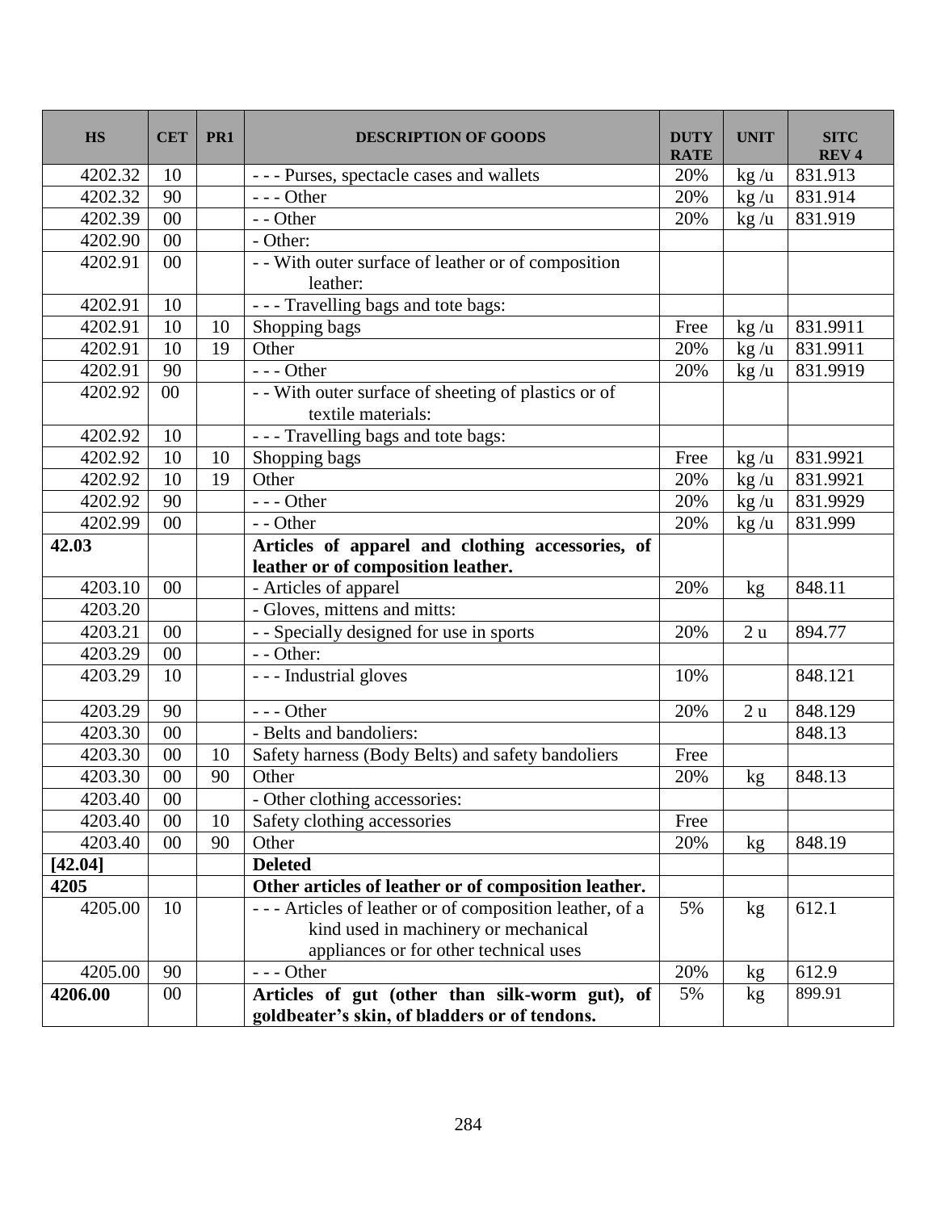| HS | CET | PR1 | DESCRIPTION OF GOODS | DUTY RATE | UNIT | SITC REV 4 |
|---|---|---|---|---|---|---|
| 4202.32 | 10 | | - - - Purses, spectacle cases and wallets | 20% | kg /u | 831.913 |
| 4202.32 | 90 | | - - - Other | 20% | kg /u | 831.914 |
| 4202.39 | 00 | | - - Other | 20% | kg /u | 831.919 |
| 4202.90 | 00 | | - Other: | | | |
| 4202.91 | 00 | | - - With outer surface of leather or of composition leather: | | | |
| 4202.91 | 10 | | - - - Travelling bags and tote bags: | | | |
| 4202.91 | 10 | 10 | Shopping bags | Free | kg /u | 831.9911 |
| 4202.91 | 10 | 19 | Other | 20% | kg /u | 831.9911 |
| 4202.91 | 90 | | - - - Other | 20% | kg /u | 831.9919 |
| 4202.92 | 00 | | - - With outer surface of sheeting of plastics or of textile materials: | | | |
| 4202.92 | 10 | | - - - Travelling bags and tote bags: | | | |
| 4202.92 | 10 | 10 | Shopping bags | Free | kg /u | 831.9921 |
| 4202.92 | 10 | 19 | Other | 20% | kg /u | 831.9921 |
| 4202.92 | 90 | | - - - Other | 20% | kg /u | 831.9929 |
| 4202.99 | 00 | | - - Other | 20% | kg /u | 831.999 |
| **42.03** | | | **Articles of apparel and clothing accessories, of leather or of composition leather.** | | | |
| 4203.10 | 00 | | - Articles of apparel | 20% | kg | 848.11 |
| 4203.20 | | | - Gloves, mittens and mitts: | | | |
| 4203.21 | 00 | | - - Specially designed for use in sports | 20% | 2 u | 894.77 |
| 4203.29 | 00 | | - - Other: | | | |
| 4203.29 | 10 | | - - - Industrial gloves | 10% | | 848.121 |
| 4203.29 | 90 | | - - - Other | 20% | 2 u | 848.129 |
| 4203.30 | 00 | | - Belts and bandoliers: | | | 848.13 |
| 4203.30 | 00 | 10 | Safety harness (Body Belts) and safety bandoliers | Free | | |
| 4203.30 | 00 | 90 | Other | 20% | kg | 848.13 |
| 4203.40 | 00 | | - Other clothing accessories: | | | |
| 4203.40 | 00 | 10 | Safety clothing accessories | Free | | |
| 4203.40 | 00 | 90 | Other | 20% | kg | 848.19 |
| **[42.04]** | | | **Deleted** | | | |
| **4205** | | | **Other articles of leather or of composition leather.** | | | |
| 4205.00 | 10 | | - - - Articles of leather or of composition leather, of a kind used in machinery or mechanical appliances or for other technical uses | 5% | kg | 612.1 |
| 4205.00 | 90 | | - - - Other | 20% | kg | 612.9 |
| **4206.00** | 00 | | **Articles of gut (other than silk-worm gut), of goldbeater's skin, of bladders or of tendons.** | 5% | kg | 899.91 |